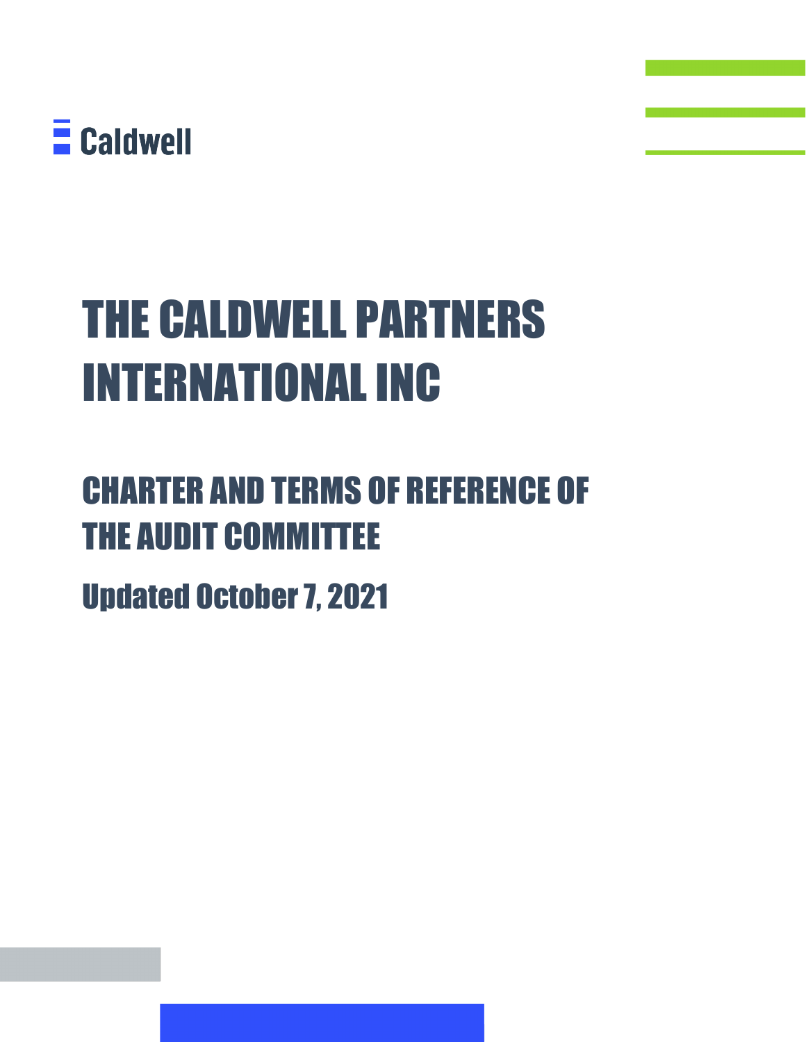Caldwell

# THE CALDWELL PARTNERS INTERNATIONAL INC

## CHARTER AND TERMS OF REFERENCE OF THE AUDIT COMMITTEE

### Updated October 7, 2021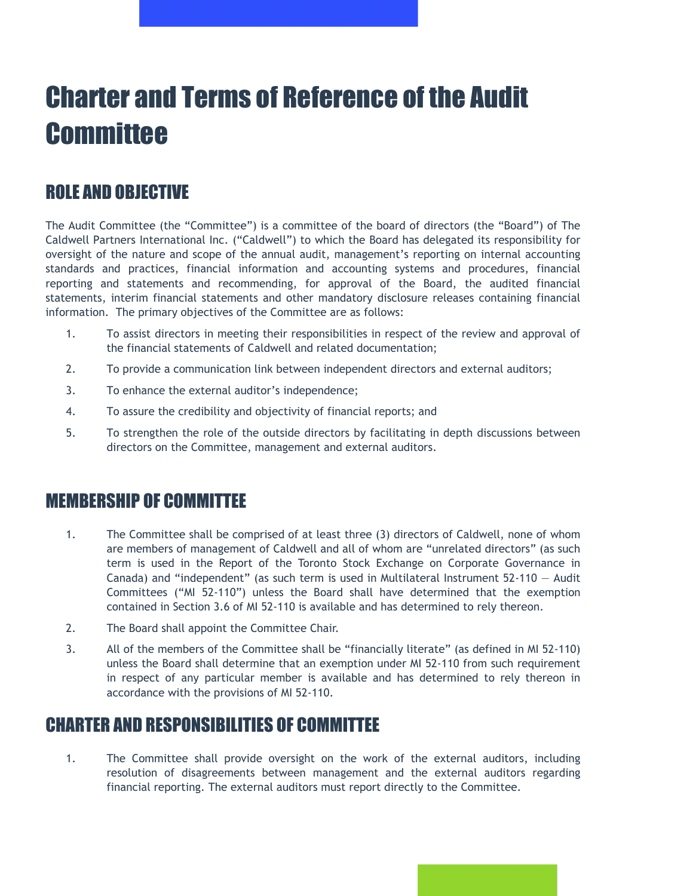# Charter and Terms of Reference of the Audit Committee

## ROLE AND OBJECTIVE

The Audit Committee (the "Committee") is a committee of the board of directors (the "Board") of The Caldwell Partners International Inc. ("Caldwell") to which the Board has delegated its responsibility for oversight of the nature and scope of the annual audit, management's reporting on internal accounting standards and practices, financial information and accounting systems and procedures, financial reporting and statements and recommending, for approval of the Board, the audited financial statements, interim financial statements and other mandatory disclosure releases containing financial information. The primary objectives of the Committee are as follows:

1. To assist directors in meeting their responsibilities in respect of the review and approval of the financial statements of Caldwell and related documentation;
2. To provide a communication link between independent directors and external auditors;
3. To enhance the external auditor's independence;
4. To assure the credibility and objectivity of financial reports; and
5. To strengthen the role of the outside directors by facilitating in depth discussions between directors on the Committee, management and external auditors.

## MEMBERSHIP OF COMMITTEE

1. The Committee shall be comprised of at least three (3) directors of Caldwell, none of whom are members of management of Caldwell and all of whom are "unrelated directors" (as such term is used in the Report of the Toronto Stock Exchange on Corporate Governance in Canada) and "independent" (as such term is used in Multilateral Instrument 52-110 – Audit Committees ("MI 52-110") unless the Board shall have determined that the exemption contained in Section 3.6 of MI 52-110 is available and has determined to rely thereon.
2. The Board shall appoint the Committee Chair.
3. All of the members of the Committee shall be "financially literate" (as defined in MI 52-110) unless the Board shall determine that an exemption under MI 52-110 from such requirement in respect of any particular member is available and has determined to rely thereon in accordance with the provisions of MI 52-110.

## CHARTER AND RESPONSIBILITIES OF COMMITTEE

1. The Committee shall provide oversight on the work of the external auditors, including resolution of disagreements between management and the external auditors regarding financial reporting. The external auditors must report directly to the Committee.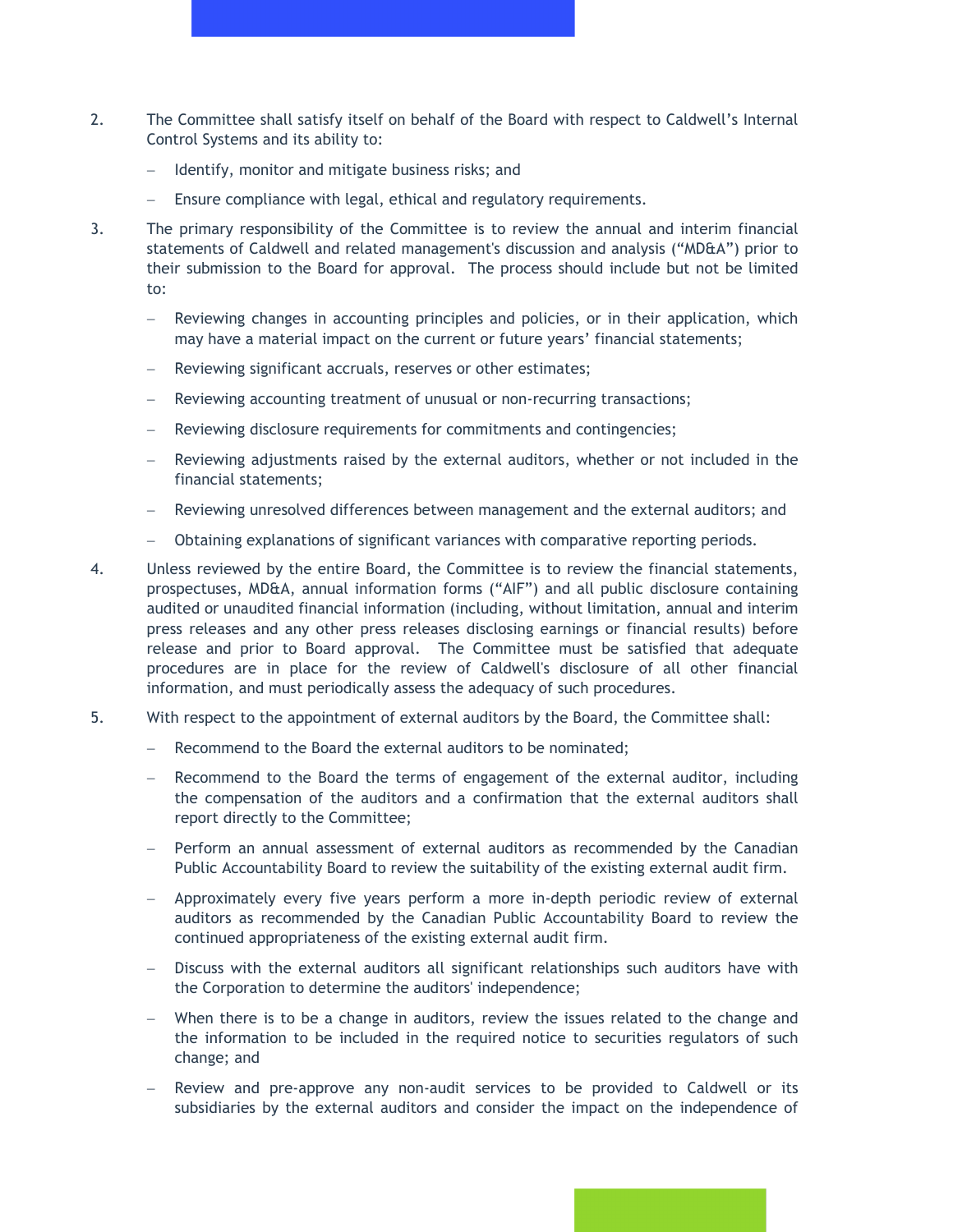2. The Committee shall satisfy itself on behalf of the Board with respect to Caldwell's Internal Control Systems and its ability to:

   – Identify, monitor and mitigate business risks; and

   – Ensure compliance with legal, ethical and regulatory requirements.

3. The primary responsibility of the Committee is to review the annual and interim financial statements of Caldwell and related management's discussion and analysis ("MD&A") prior to their submission to the Board for approval. The process should include but not be limited to:

   – Reviewing changes in accounting principles and policies, or in their application, which may have a material impact on the current or future years' financial statements;

   – Reviewing significant accruals, reserves or other estimates;

   – Reviewing accounting treatment of unusual or non-recurring transactions;

   – Reviewing disclosure requirements for commitments and contingencies;

   – Reviewing adjustments raised by the external auditors, whether or not included in the financial statements;

   – Reviewing unresolved differences between management and the external auditors; and

   – Obtaining explanations of significant variances with comparative reporting periods.

4. Unless reviewed by the entire Board, the Committee is to review the financial statements, prospectuses, MD&A, annual information forms ("AIF") and all public disclosure containing audited or unaudited financial information (including, without limitation, annual and interim press releases and any other press releases disclosing earnings or financial results) before release and prior to Board approval. The Committee must be satisfied that adequate procedures are in place for the review of Caldwell's disclosure of all other financial information, and must periodically assess the adequacy of such procedures.

5. With respect to the appointment of external auditors by the Board, the Committee shall:

   – Recommend to the Board the external auditors to be nominated;

   – Recommend to the Board the terms of engagement of the external auditor, including the compensation of the auditors and a confirmation that the external auditors shall report directly to the Committee;

   – Perform an annual assessment of external auditors as recommended by the Canadian Public Accountability Board to review the suitability of the existing external audit firm.

   – Approximately every five years perform a more in-depth periodic review of external auditors as recommended by the Canadian Public Accountability Board to review the continued appropriateness of the existing external audit firm.

   – Discuss with the external auditors all significant relationships such auditors have with the Corporation to determine the auditors' independence;

   – When there is to be a change in auditors, review the issues related to the change and the information to be included in the required notice to securities regulators of such change; and

   – Review and pre-approve any non-audit services to be provided to Caldwell or its subsidiaries by the external auditors and consider the impact on the independence of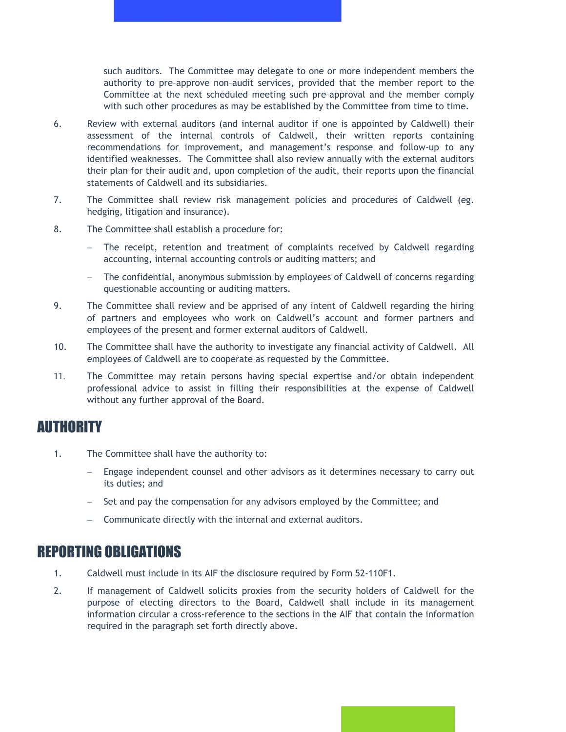such auditors. The Committee may delegate to one or more independent members the authority to pre-approve non-audit services, provided that the member report to the Committee at the next scheduled meeting such pre-approval and the member comply with such other procedures as may be established by the Committee from time to time.

6. Review with external auditors (and internal auditor if one is appointed by Caldwell) their assessment of the internal controls of Caldwell, their written reports containing recommendations for improvement, and management's response and follow-up to any identified weaknesses. The Committee shall also review annually with the external auditors their plan for their audit and, upon completion of the audit, their reports upon the financial statements of Caldwell and its subsidiaries.

7. The Committee shall review risk management policies and procedures of Caldwell (eg. hedging, litigation and insurance).

8. The Committee shall establish a procedure for:

   - The receipt, retention and treatment of complaints received by Caldwell regarding accounting, internal accounting controls or auditing matters; and

   - The confidential, anonymous submission by employees of Caldwell of concerns regarding questionable accounting or auditing matters.

9. The Committee shall review and be apprised of any intent of Caldwell regarding the hiring of partners and employees who work on Caldwell's account and former partners and employees of the present and former external auditors of Caldwell.

10. The Committee shall have the authority to investigate any financial activity of Caldwell. All employees of Caldwell are to cooperate as requested by the Committee.

11. The Committee may retain persons having special expertise and/or obtain independent professional advice to assist in filling their responsibilities at the expense of Caldwell without any further approval of the Board.

## AUTHORITY

1. The Committee shall have the authority to:

   - Engage independent counsel and other advisors as it determines necessary to carry out its duties; and

   - Set and pay the compensation for any advisors employed by the Committee; and

   - Communicate directly with the internal and external auditors.

## REPORTING OBLIGATIONS

1. Caldwell must include in its AIF the disclosure required by Form 52-110F1.

2. If management of Caldwell solicits proxies from the security holders of Caldwell for the purpose of electing directors to the Board, Caldwell shall include in its management information circular a cross-reference to the sections in the AIF that contain the information required in the paragraph set forth directly above.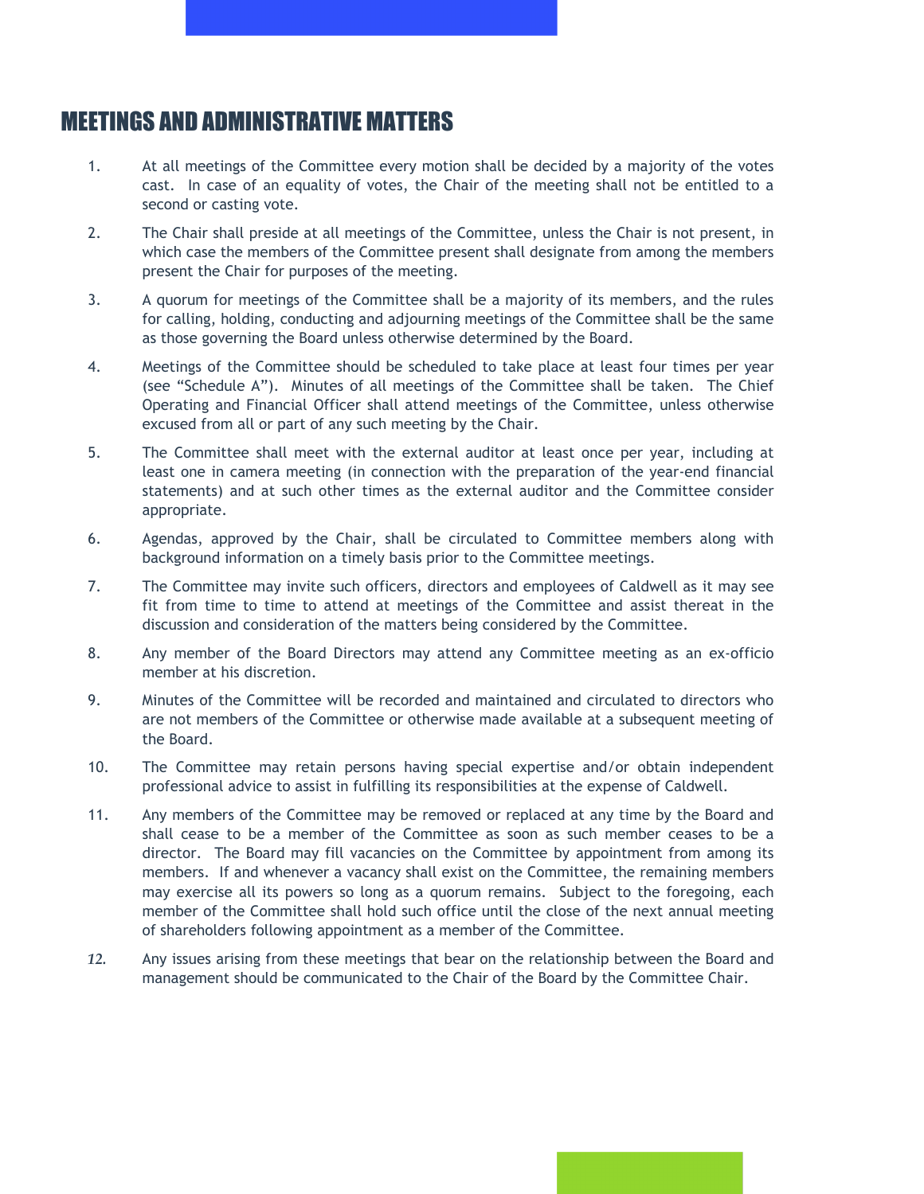## MEETINGS AND ADMINISTRATIVE MATTERS

1. At all meetings of the Committee every motion shall be decided by a majority of the votes cast. In case of an equality of votes, the Chair of the meeting shall not be entitled to a second or casting vote.

2. The Chair shall preside at all meetings of the Committee, unless the Chair is not present, in which case the members of the Committee present shall designate from among the members present the Chair for purposes of the meeting.

3. A quorum for meetings of the Committee shall be a majority of its members, and the rules for calling, holding, conducting and adjourning meetings of the Committee shall be the same as those governing the Board unless otherwise determined by the Board.

4. Meetings of the Committee should be scheduled to take place at least four times per year (see "Schedule A"). Minutes of all meetings of the Committee shall be taken. The Chief Operating and Financial Officer shall attend meetings of the Committee, unless otherwise excused from all or part of any such meeting by the Chair.

5. The Committee shall meet with the external auditor at least once per year, including at least one in camera meeting (in connection with the preparation of the year-end financial statements) and at such other times as the external auditor and the Committee consider appropriate.

6. Agendas, approved by the Chair, shall be circulated to Committee members along with background information on a timely basis prior to the Committee meetings.

7. The Committee may invite such officers, directors and employees of Caldwell as it may see fit from time to time to attend at meetings of the Committee and assist thereat in the discussion and consideration of the matters being considered by the Committee.

8. Any member of the Board Directors may attend any Committee meeting as an ex-officio member at his discretion.

9. Minutes of the Committee will be recorded and maintained and circulated to directors who are not members of the Committee or otherwise made available at a subsequent meeting of the Board.

10. The Committee may retain persons having special expertise and/or obtain independent professional advice to assist in fulfilling its responsibilities at the expense of Caldwell.

11. Any members of the Committee may be removed or replaced at any time by the Board and shall cease to be a member of the Committee as soon as such member ceases to be a director. The Board may fill vacancies on the Committee by appointment from among its members. If and whenever a vacancy shall exist on the Committee, the remaining members may exercise all its powers so long as a quorum remains. Subject to the foregoing, each member of the Committee shall hold such office until the close of the next annual meeting of shareholders following appointment as a member of the Committee.

12. Any issues arising from these meetings that bear on the relationship between the Board and management should be communicated to the Chair of the Board by the Committee Chair.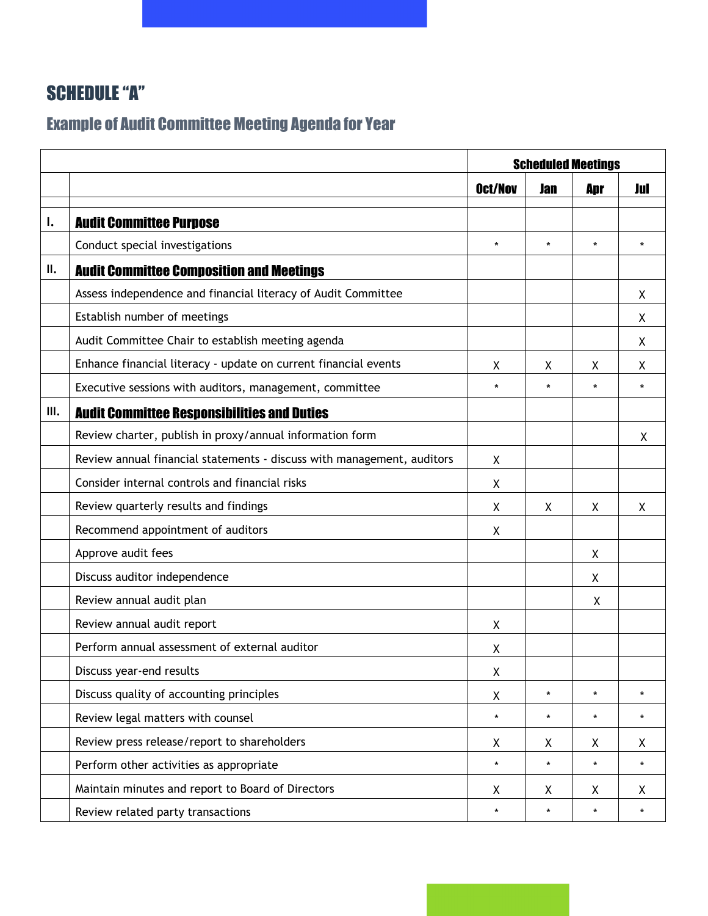# SCHEDULE "A"

## Example of Audit Committee Meeting Agenda for Year

| | | Scheduled Meetings | | | |
|---|---|---|---|---|---|
| | | Oct/Nov | Jan | Apr | Jul |
| I. | **Audit Committee Purpose** | | | | |
| | Conduct special investigations | * | * | * | * |
| II. | **Audit Committee Composition and Meetings** | | | | |
| | Assess independence and financial literacy of Audit Committee | | | | X |
| | Establish number of meetings | | | | X |
| | Audit Committee Chair to establish meeting agenda | | | | X |
| | Enhance financial literacy - update on current financial events | X | X | X | X |
| | Executive sessions with auditors, management, committee | * | * | * | * |
| III. | **Audit Committee Responsibilities and Duties** | | | | |
| | Review charter, publish in proxy/annual information form | | | | X |
| | Review annual financial statements - discuss with management, auditors | X | | | |
| | Consider internal controls and financial risks | X | | | |
| | Review quarterly results and findings | X | X | X | X |
| | Recommend appointment of auditors | X | | | |
| | Approve audit fees | | | X | |
| | Discuss auditor independence | | | X | |
| | Review annual audit plan | | | X | |
| | Review annual audit report | X | | | |
| | Perform annual assessment of external auditor | X | | | |
| | Discuss year-end results | X | | | |
| | Discuss quality of accounting principles | X | * | * | * |
| | Review legal matters with counsel | * | * | * | * |
| | Review press release/report to shareholders | X | X | X | X |
| | Perform other activities as appropriate | * | * | * | * |
| | Maintain minutes and report to Board of Directors | X | X | X | X |
| | Review related party transactions | * | * | * | * |